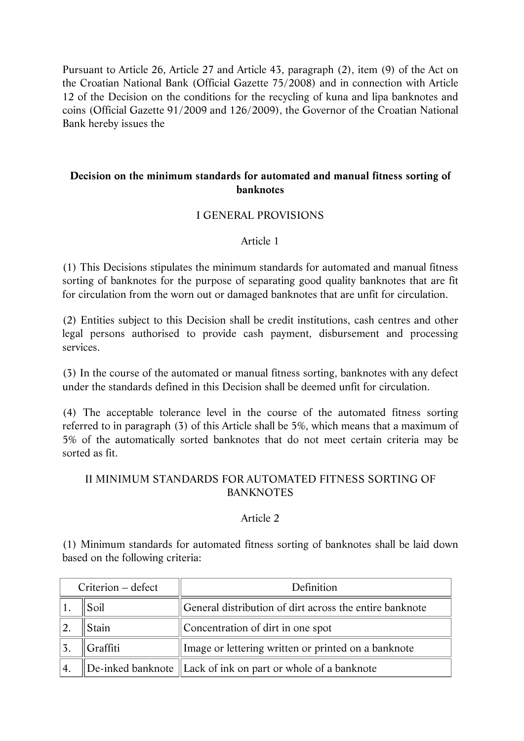Pursuant to Article 26, Article 27 and Article 43, paragraph (2), item (9) of the Act on the Croatian National Bank (Official Gazette 75/2008) and in connection with Article 12 of the Decision on the conditions for the recycling of kuna and lipa banknotes and coins (Official Gazette 91/2009 and 126/2009), the Governor of the Croatian National Bank hereby issues the

# Decision on the minimum standards for automated and manual fitness sorting of banknotes

## I GENERAL PROVISIONS

### Article 1

(1) This Decisions stipulates the minimum standards for automated and manual fitness sorting of banknotes for the purpose of separating good quality banknotes that are fit for circulation from the worn out or damaged banknotes that are unfit for circulation.

(2) Entities subject to this Decision shall be credit institutions, cash centres and other legal persons authorised to provide cash payment, disbursement and processing services.

(3) In the course of the automated or manual fitness sorting, banknotes with any defect under the standards defined in this Decision shall be deemed unfit for circulation.

(4) The acceptable tolerance level in the course of the automated fitness sorting referred to in paragraph (3) of this Article shall be 5%, which means that a maximum of 5% of the automatically sorted banknotes that do not meet certain criteria may be sorted as fit.

## II MINIMUM STANDARDS FOR AUTOMATED FITNESS SORTING OF BANKNOTES

### Article 2

(1) Minimum standards for automated fitness sorting of banknotes shall be laid down based on the following criteria:

| Criterion – defect | | Definition |
|---|---|---|
| 1. | Soil | General distribution of dirt across the entire banknote |
| 2. | Stain | Concentration of dirt in one spot |
| 3. | Graffiti | Image or lettering written or printed on a banknote |
| 4. | De-inked banknote | Lack of ink on part or whole of a banknote |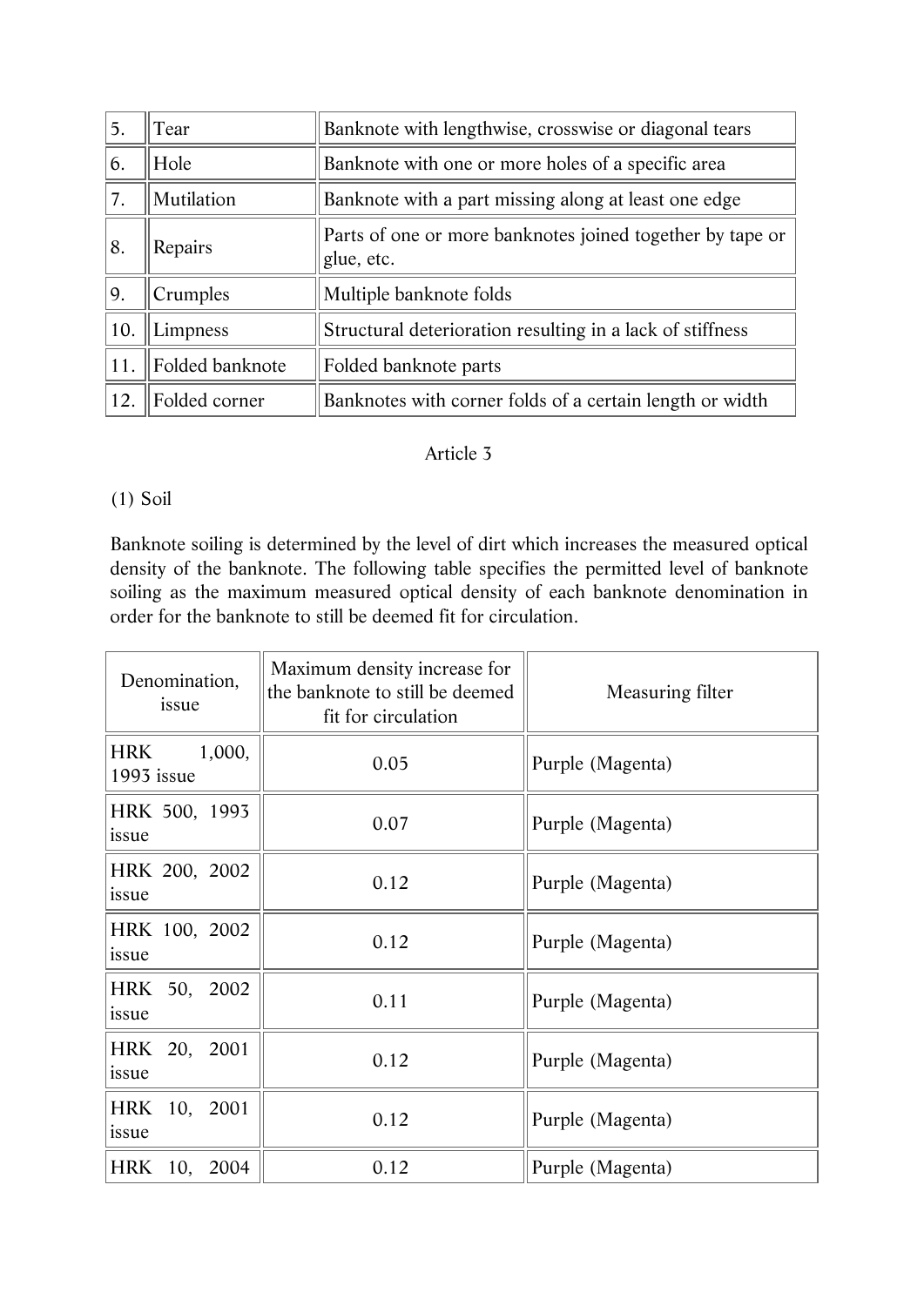| 5. | Tear | Banknote with lengthwise, crosswise or diagonal tears |
|---|---|---|
| 6. | Hole | Banknote with one or more holes of a specific area |
| 7. | Mutilation | Banknote with a part missing along at least one edge |
| 8. | Repairs | Parts of one or more banknotes joined together by tape or glue, etc. |
| 9. | Crumples | Multiple banknote folds |
| 10. | Limpness | Structural deterioration resulting in a lack of stiffness |
| 11. | Folded banknote | Folded banknote parts |
| 12. | Folded corner | Banknotes with corner folds of a certain length or width |

Article 3

(1) Soil

Banknote soiling is determined by the level of dirt which increases the measured optical density of the banknote. The following table specifies the permitted level of banknote soiling as the maximum measured optical density of each banknote denomination in order for the banknote to still be deemed fit for circulation.

| Denomination, issue | Maximum density increase for the banknote to still be deemed fit for circulation | Measuring filter |
|---|---|---|
| HRK 1,000, 1993 issue | 0.05 | Purple (Magenta) |
| HRK 500, 1993 issue | 0.07 | Purple (Magenta) |
| HRK 200, 2002 issue | 0.12 | Purple (Magenta) |
| HRK 100, 2002 issue | 0.12 | Purple (Magenta) |
| HRK 50, 2002 issue | 0.11 | Purple (Magenta) |
| HRK 20, 2001 issue | 0.12 | Purple (Magenta) |
| HRK 10, 2001 issue | 0.12 | Purple (Magenta) |
| HRK 10, 2004 | 0.12 | Purple (Magenta) |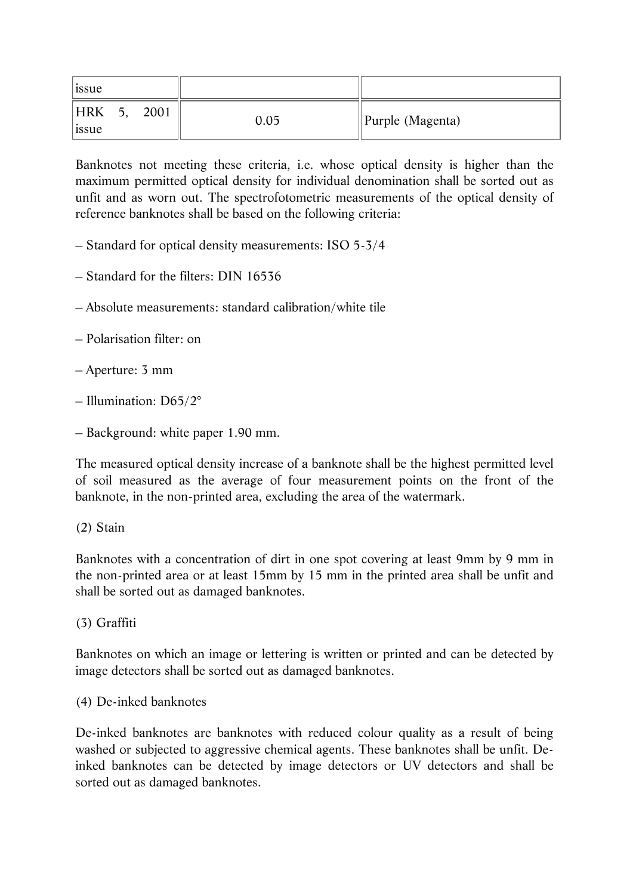| | | |
|---|---|---|
| issue | | |
| HRK 5, 2001 issue | 0.05 | Purple (Magenta) |

Banknotes not meeting these criteria, i.e. whose optical density is higher than the maximum permitted optical density for individual denomination shall be sorted out as unfit and as worn out. The spectrofotometric measurements of the optical density of reference banknotes shall be based on the following criteria:

– Standard for optical density measurements: ISO 5-3/4

– Standard for the filters: DIN 16536

– Absolute measurements: standard calibration/white tile

– Polarisation filter: on

– Aperture: 3 mm

– Illumination: D65/2°

– Background: white paper 1.90 mm.

The measured optical density increase of a banknote shall be the highest permitted level of soil measured as the average of four measurement points on the front of the banknote, in the non-printed area, excluding the area of the watermark.

(2) Stain

Banknotes with a concentration of dirt in one spot covering at least 9mm by 9 mm in the non-printed area or at least 15mm by 15 mm in the printed area shall be unfit and shall be sorted out as damaged banknotes.

(3) Graffiti

Banknotes on which an image or lettering is written or printed and can be detected by image detectors shall be sorted out as damaged banknotes.

(4) De-inked banknotes

De-inked banknotes are banknotes with reduced colour quality as a result of being washed or subjected to aggressive chemical agents. These banknotes shall be unfit. De-inked banknotes can be detected by image detectors or UV detectors and shall be sorted out as damaged banknotes.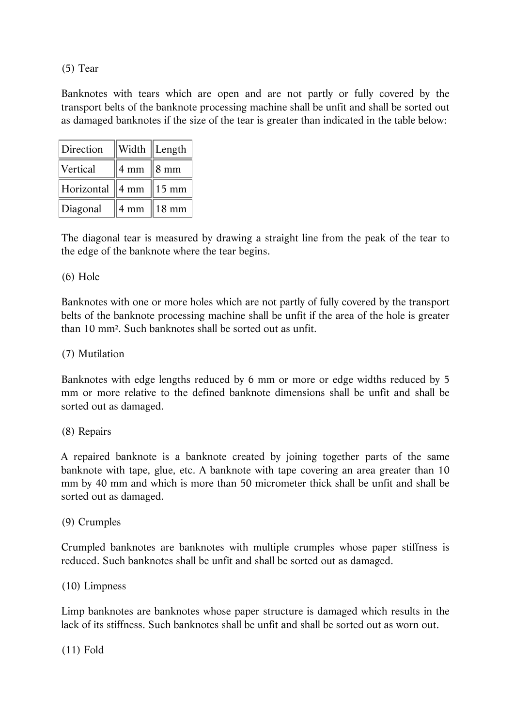(5) Tear

Banknotes with tears which are open and are not partly or fully covered by the transport belts of the banknote processing machine shall be unfit and shall be sorted out as damaged banknotes if the size of the tear is greater than indicated in the table below:

| Direction | Width | Length |
|---|---|---|
| Vertical | 4 mm | 8 mm |
| Horizontal | 4 mm | 15 mm |
| Diagonal | 4 mm | 18 mm |

The diagonal tear is measured by drawing a straight line from the peak of the tear to the edge of the banknote where the tear begins.

(6) Hole

Banknotes with one or more holes which are not partly of fully covered by the transport belts of the banknote processing machine shall be unfit if the area of the hole is greater than 10 mm². Such banknotes shall be sorted out as unfit.

(7) Mutilation

Banknotes with edge lengths reduced by 6 mm or more or edge widths reduced by 5 mm or more relative to the defined banknote dimensions shall be unfit and shall be sorted out as damaged.

(8) Repairs

A repaired banknote is a banknote created by joining together parts of the same banknote with tape, glue, etc. A banknote with tape covering an area greater than 10 mm by 40 mm and which is more than 50 micrometer thick shall be unfit and shall be sorted out as damaged.

(9) Crumples

Crumpled banknotes are banknotes with multiple crumples whose paper stiffness is reduced. Such banknotes shall be unfit and shall be sorted out as damaged.

(10) Limpness

Limp banknotes are banknotes whose paper structure is damaged which results in the lack of its stiffness. Such banknotes shall be unfit and shall be sorted out as worn out.

(11) Fold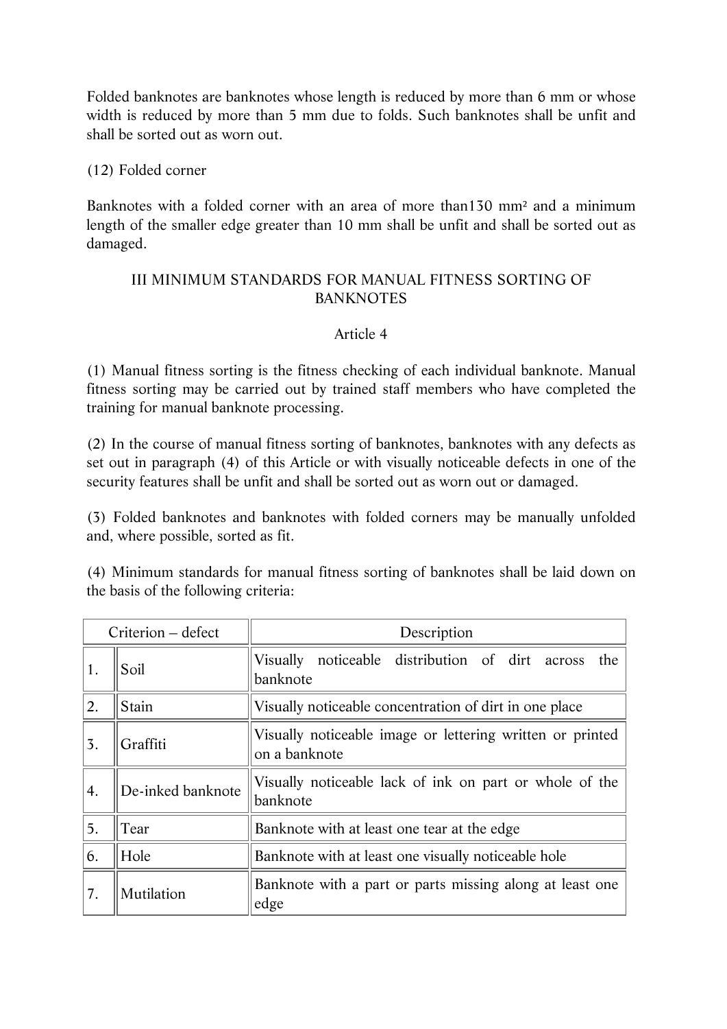Folded banknotes are banknotes whose length is reduced by more than 6 mm or whose width is reduced by more than 5 mm due to folds. Such banknotes shall be unfit and shall be sorted out as worn out.

(12) Folded corner

Banknotes with a folded corner with an area of more than130 mm² and a minimum length of the smaller edge greater than 10 mm shall be unfit and shall be sorted out as damaged.

## III MINIMUM STANDARDS FOR MANUAL FITNESS SORTING OF BANKNOTES

### Article 4

(1) Manual fitness sorting is the fitness checking of each individual banknote. Manual fitness sorting may be carried out by trained staff members who have completed the training for manual banknote processing.

(2) In the course of manual fitness sorting of banknotes, banknotes with any defects as set out in paragraph (4) of this Article or with visually noticeable defects in one of the security features shall be unfit and shall be sorted out as worn out or damaged.

(3) Folded banknotes and banknotes with folded corners may be manually unfolded and, where possible, sorted as fit.

(4) Minimum standards for manual fitness sorting of banknotes shall be laid down on the basis of the following criteria:

| Criterion – defect | | Description |
|---|---|---|
| 1. | Soil | Visually noticeable distribution of dirt across the banknote |
| 2. | Stain | Visually noticeable concentration of dirt in one place |
| 3. | Graffiti | Visually noticeable image or lettering written or printed on a banknote |
| 4. | De-inked banknote | Visually noticeable lack of ink on part or whole of the banknote |
| 5. | Tear | Banknote with at least one tear at the edge |
| 6. | Hole | Banknote with at least one visually noticeable hole |
| 7. | Mutilation | Banknote with a part or parts missing along at least one edge |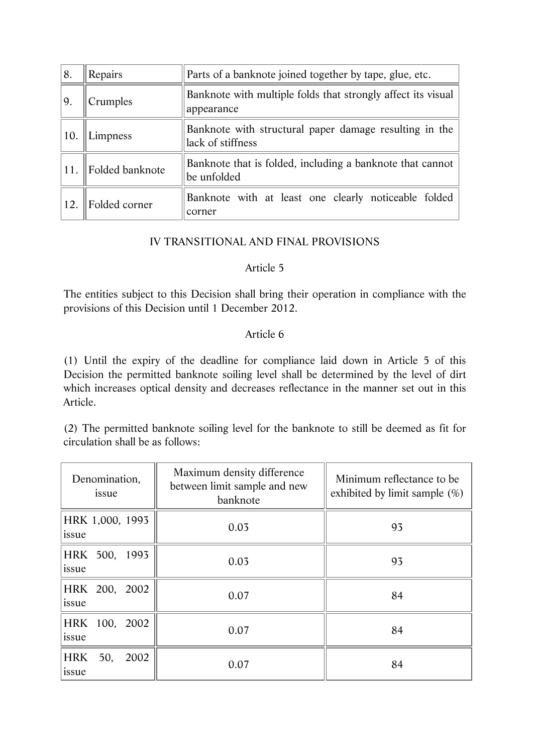| 8. | Repairs | Parts of a banknote joined together by tape, glue, etc. |
|---|---|---|
| 9. | Crumples | Banknote with multiple folds that strongly affect its visual appearance |
| 10. | Limpness | Banknote with structural paper damage resulting in the lack of stiffness |
| 11. | Folded banknote | Banknote that is folded, including a banknote that cannot be unfolded |
| 12. | Folded corner | Banknote with at least one clearly noticeable folded corner |

## IV TRANSITIONAL AND FINAL PROVISIONS

### Article 5

The entities subject to this Decision shall bring their operation in compliance with the provisions of this Decision until 1 December 2012.

### Article 6

(1) Until the expiry of the deadline for compliance laid down in Article 5 of this Decision the permitted banknote soiling level shall be determined by the level of dirt which increases optical density and decreases reflectance in the manner set out in this Article.

(2) The permitted banknote soiling level for the banknote to still be deemed as fit for circulation shall be as follows:

| Denomination, issue | Maximum density difference between limit sample and new banknote | Minimum reflectance to be exhibited by limit sample (%) |
|---|---|---|
| HRK 1,000, 1993 issue | 0.03 | 93 |
| HRK 500, 1993 issue | 0.03 | 93 |
| HRK 200, 2002 issue | 0.07 | 84 |
| HRK 100, 2002 issue | 0.07 | 84 |
| HRK 50, 2002 issue | 0.07 | 84 |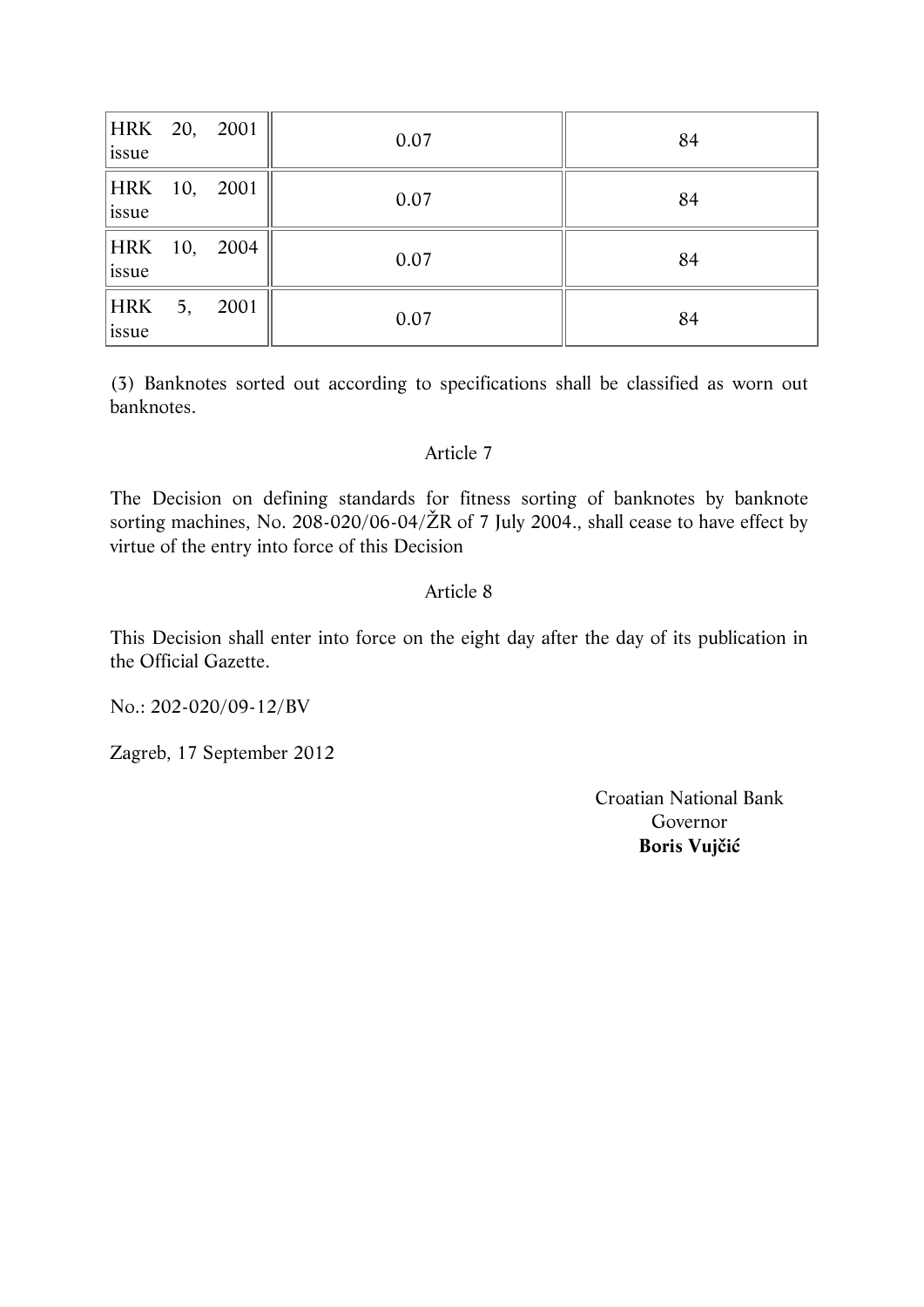| | | |
|---|---|---|
| HRK 20, 2001 issue | 0.07 | 84 |
| HRK 10, 2001 issue | 0.07 | 84 |
| HRK 10, 2004 issue | 0.07 | 84 |
| HRK 5, 2001 issue | 0.07 | 84 |

(3) Banknotes sorted out according to specifications shall be classified as worn out banknotes.

Article 7

The Decision on defining standards for fitness sorting of banknotes by banknote sorting machines, No. 208-020/06-04/ŽR of 7 July 2004., shall cease to have effect by virtue of the entry into force of this Decision

Article 8

This Decision shall enter into force on the eight day after the day of its publication in the Official Gazette.

No.: 202-020/09-12/BV

Zagreb, 17 September 2012

Croatian National Bank
Governor
**Boris Vujčić**